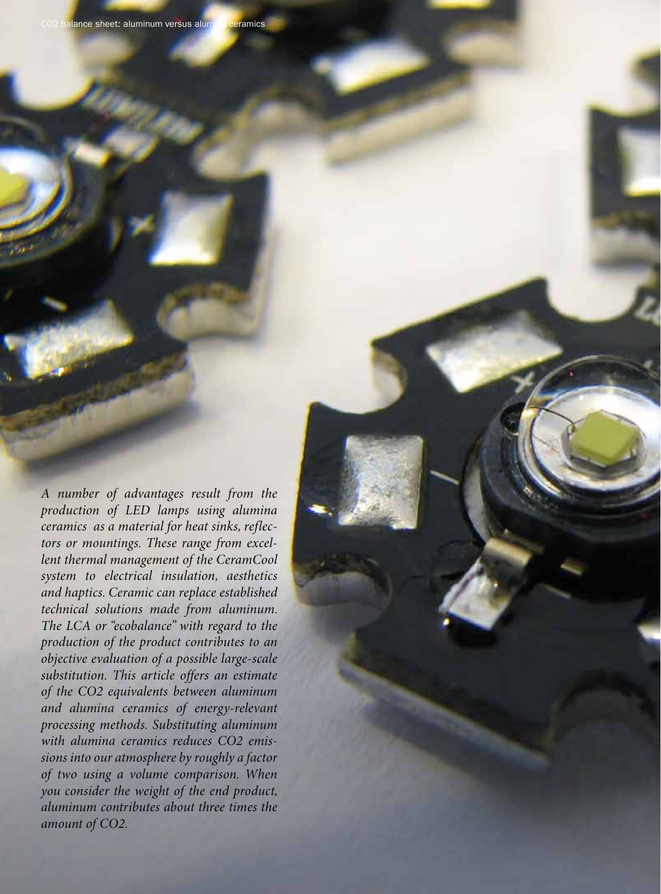*A number of advantages result from the production of LED lamps using alumina ceramics as a material for heat sinks, reflectors or mountings. These range from excellent thermal management of the CeramCool system to electrical insulation, aesthetics and haptics. Ceramic can replace established technical solutions made from aluminum. The LCA or "ecobalance" with regard to the production of the product contributes to an objective evaluation of a possible large-scale substitution. This article offers an estimate of the CO2 equivalents between aluminum and alumina ceramics of energy-relevant processing methods. Substituting aluminum with alumina ceramics reduces CO2 emissions into our atmosphere by roughly a factor of two using a volume comparison. When you consider the weight of the end product, aluminum contributes about three times the amount of CO2.*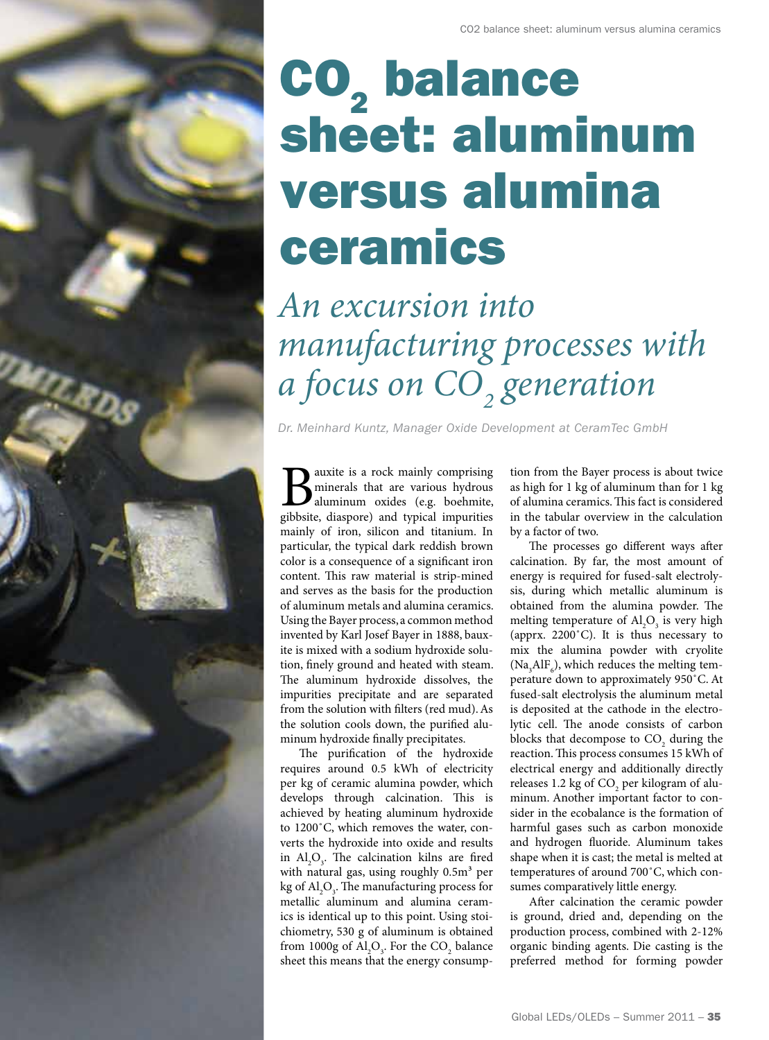# $CO_2$ balance sheet: aluminum versus alumina ceramics

## *An excursion into manufacturing processes with a focus on $CO_2$ generation*

*Dr. Meinhard Kuntz, Manager Oxide Development at CeramTec GmbH*

Bauxite is a rock mainly comprising minerals that are various hydrous aluminum oxides (e.g. boehmite, gibbsite, diaspore) and typical impurities mainly of iron, silicon and titanium. In particular, the typical dark reddish brown color is a consequence of a significant iron content. This raw material is strip-mined and serves as the basis for the production of aluminum metals and alumina ceramics. Using the Bayer process, a common method invented by Karl Josef Bayer in 1888, bauxite is mixed with a sodium hydroxide solution, finely ground and heated with steam. The aluminum hydroxide dissolves, the impurities precipitate and are separated from the solution with filters (red mud). As the solution cools down, the purified aluminum hydroxide finally precipitates.

The purification of the hydroxide requires around 0.5 kWh of electricity per kg of ceramic alumina powder, which develops through calcination. This is achieved by heating aluminum hydroxide to 1200˚C, which removes the water, converts the hydroxide into oxide and results in $Al_2O_3$. The calcination kilns are fired with natural gas, using roughly 0.5m³ per kg of $Al_2O_3$. The manufacturing process for metallic aluminum and alumina ceramics is identical up to this point. Using stoichiometry, 530 g of aluminum is obtained from 1000g of $Al_2O_3$. For the $CO_2$ balance sheet this means that the energy consumption from the Bayer process is about twice as high for 1 kg of aluminum than for 1 kg of alumina ceramics. This fact is considered in the tabular overview in the calculation by a factor of two.

The processes go different ways after calcination. By far, the most amount of energy is required for fused-salt electrolysis, during which metallic aluminum is obtained from the alumina powder. The melting temperature of $Al_2O_3$ is very high (apprx. 2200˚C). It is thus necessary to mix the alumina powder with cryolite ($Na_3AlF_6$), which reduces the melting temperature down to approximately 950˚C. At fused-salt electrolysis the aluminum metal is deposited at the cathode in the electrolytic cell. The anode consists of carbon blocks that decompose to $CO_2$ during the reaction. This process consumes 15 kWh of electrical energy and additionally directly releases 1.2 kg of $CO_2$ per kilogram of aluminum. Another important factor to consider in the ecobalance is the formation of harmful gases such as carbon monoxide and hydrogen fluoride. Aluminum takes shape when it is cast; the metal is melted at temperatures of around 700˚C, which consumes comparatively little energy.

After calcination the ceramic powder is ground, dried and, depending on the production process, combined with 2-12% organic binding agents. Die casting is the preferred method for forming powder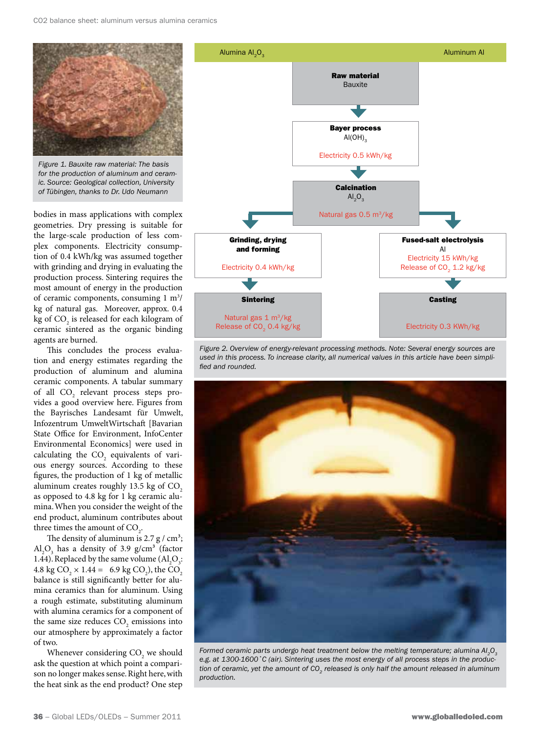Figure 1. Bauxite raw material: The basis for the production of aluminum and ceramic. Source: Geological collection, University of Tübingen, thanks to Dr. Udo Neumann

bodies in mass applications with complex geometries. Dry pressing is suitable for the large-scale production of less complex components. Electricity consumption of 0.4 kWh/kg was assumed together with grinding and drying in evaluating the production process. Sintering requires the most amount of energy in the production of ceramic components, consuming 1 $m^3$/kg of natural gas. Moreover, approx. 0.4 kg of $CO_2$ is released for each kilogram of ceramic sintered as the organic binding agents are burned.

This concludes the process evaluation and energy estimates regarding the production of aluminum and alumina ceramic components. A tabular summary of all $CO_2$ relevant process steps provides a good overview here. Figures from the Bayrisches Landesamt für Umwelt, Infozentrum UmweltWirtschaft [Bavarian State Office for Environment, InfoCenter Environmental Economics] were used in calculating the $CO_2$ equivalents of various energy sources. According to these figures, the production of 1 kg of metallic aluminum creates roughly 13.5 kg of $CO_2$ as opposed to 4.8 kg for 1 kg ceramic alumina. When you consider the weight of the end product, aluminum contributes about three times the amount of $CO_2$.

The density of aluminum is 2.7 g / $cm^3$; $Al_2O_3$ has a density of 3.9 g/$cm^3$ (factor 1.44). Replaced by the same volume ($Al_2O_3$: 4.8 kg $CO_2$ × 1.44 = 6.9 kg $CO_2$), the $CO_2$ balance is still significantly better for alumina ceramics than for aluminum. Using a rough estimate, substituting aluminum with alumina ceramics for a component of the same size reduces $CO_2$ emissions into our atmosphere by approximately a factor of two.

Whenever considering $CO_2$ we should ask the question at which point a comparison no longer makes sense. Right here, with the heat sink as the end product? One step

| Alumina $Al_2O_3$ | | Aluminum Al |
|---|---|---|
| | **Raw material** Bauxite | |
| | **Bayer process** $Al(OH)_3$ Electricity 0.5 kWh/kg | |
| | **Calcination** $Al_2O_3$ Natural gas 0.5 $m^3$/kg | |
| **Grinding, drying and forming** Electricity 0.4 kWh/kg | | **Fused-salt electrolysis** Al Electricity 15 kWh/kg Release of $CO_2$ 1.2 kg/kg |
| **Sintering** Natural gas 1 $m^3$/kg Release of $CO_2$ 0.4 kg/kg | | **Casting** Electricity 0.3 KWh/kg |

Figure 2. Overview of energy-relevant processing methods. Note: Several energy sources are used in this process. To increase clarity, all numerical values in this article have been simplified and rounded.

Formed ceramic parts undergo heat treatment below the melting temperature; alumina $Al_2O_3$ e.g. at 1300-1600 °C (air). Sintering uses the most energy of all process steps in the production of ceramic, yet the amount of $CO_2$ released is only half the amount released in aluminum production.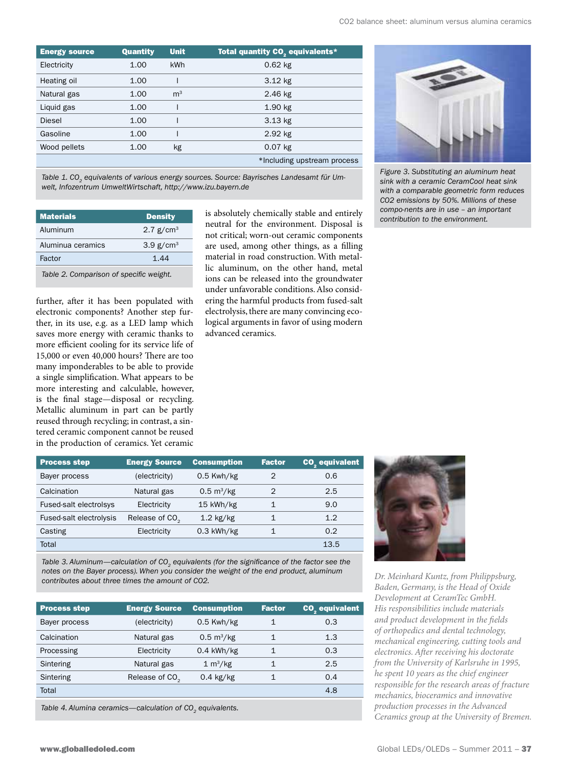| Energy source | Quantity | Unit | Total quantity $CO_2$ equivalents* |
|---|---|---|---|
| Electricity | 1.00 | kWh | 0.62 kg |
| Heating oil | 1.00 | l | 3.12 kg |
| Natural gas | 1.00 | $m^3$ | 2.46 kg |
| Liquid gas | 1.00 | l | 1.90 kg |
| Diesel | 1.00 | l | 3.13 kg |
| Gasoline | 1.00 | l | 2.92 kg |
| Wood pellets | 1.00 | kg | 0.07 kg |
| | | | *Including upstream process |

Table 1. $CO_2$ equivalents of various energy sources. Source: Bayrisches Landesamt für Umwelt, Infozentrum UmweltWirtschaft, http://www.izu.bayern.de

| Materials | Density |
|---|---|
| Aluminum | 2.7 g/$cm^3$ |
| Aluminua ceramics | 3.9 g/$cm^3$ |
| Factor | 1.44 |

Table 2. Comparison of specific weight.

further, after it has been populated with electronic components? Another step further, in its use, e.g. as a LED lamp which saves more energy with ceramic thanks to more efficient cooling for its service life of 15,000 or even 40,000 hours? There are too many imponderables to be able to provide a single simplification. What appears to be more interesting and calculable, however, is the final stage—disposal or recycling. Metallic aluminum in part can be partly reused through recycling; in contrast, a sintered ceramic component cannot be reused in the production of ceramics. Yet ceramic is absolutely chemically stable and entirely neutral for the environment. Disposal is not critical; worn-out ceramic components are used, among other things, as a filling material in road construction. With metallic aluminum, on the other hand, metal ions can be released into the groundwater under unfavorable conditions. Also considering the harmful products from fused-salt electrolysis, there are many convincing ecological arguments in favor of using modern advanced ceramics.

Figure 3. Substituting an aluminum heat sink with a ceramic CeramCool heat sink with a comparable geometric form reduces CO2 emissions by 50%. Millions of these compo-nents are in use – an important contribution to the environment.

| Process step | Energy Source | Consumption | Factor | $CO_2$ equivalent |
|---|---|---|---|---|
| Bayer process | (electricity) | 0.5 Kwh/kg | 2 | 0.6 |
| Calcination | Natural gas | 0.5 $m^3$/kg | 2 | 2.5 |
| Fused-salt electrolsys | Electricity | 15 kWh/kg | 1 | 9.0 |
| Fused-salt electrolysis | Release of $CO_2$ | 1.2 kg/kg | 1 | 1.2 |
| Casting | Electricity | 0.3 kWh/kg | 1 | 0.2 |
| Total | | | | 13.5 |

Table 3. Aluminum—calculation of $CO_2$ equivalents (for the significance of the factor see the notes on the Bayer process). When you consider the weight of the end product, aluminum contributes about three times the amount of CO2.

| Process step | Energy Source | Consumption | Factor | $CO_2$ equivalent |
|---|---|---|---|---|
| Bayer process | (electricity) | 0.5 Kwh/kg | 1 | 0.3 |
| Calcination | Natural gas | 0.5 $m^3$/kg | 1 | 1.3 |
| Processing | Electricity | 0.4 kWh/kg | 1 | 0.3 |
| Sintering | Natural gas | 1 $m^3$/kg | 1 | 2.5 |
| Sintering | Release of $CO_2$ | 0.4 kg/kg | 1 | 0.4 |
| Total | | | | 4.8 |

Table 4. Alumina ceramics—calculation of $CO_2$ equivalents.

*Dr. Meinhard Kuntz, from Philippsburg, Baden, Germany, is the Head of Oxide Development at CeramTec GmbH. His responsibilities include materials and product development in the fields of orthopedics and dental technology, mechanical engineering, cutting tools and electronics. After receiving his doctorate from the University of Karlsruhe in 1995, he spent 10 years as the chief engineer responsible for the research areas of fracture mechanics, bioceramics and innovative production processes in the Advanced Ceramics group at the University of Bremen.*